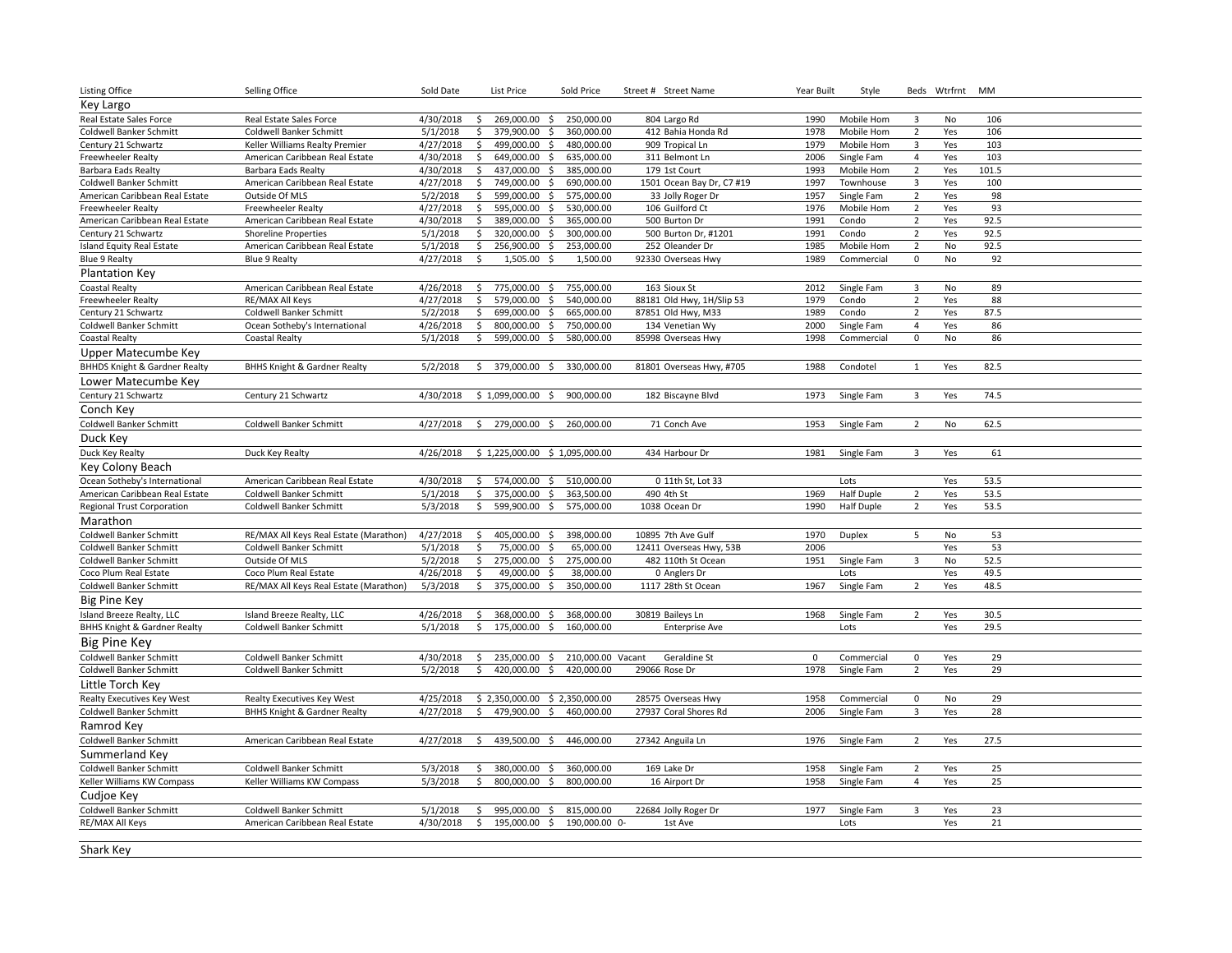| Listing Office | Selling Office | Sold Date | List Price | Sold Price | Street # Street Name | Year Built | Style | Beds | Wtrfrnt | MM |
|---|---|---|---|---|---|---|---|---|---|---|
| **Key Largo** | | | | | | | | | | |
| Real Estate Sales Force | Real Estate Sales Force | 4/30/2018 | $ 269,000.00 | $ 250,000.00 | 804 Largo Rd | 1990 | Mobile Hom | 3 | No | 106 |
| Coldwell Banker Schmitt | Coldwell Banker Schmitt | 5/1/2018 | $ 379,900.00 | $ 360,000.00 | 412 Bahia Honda Rd | 1978 | Mobile Hom | 2 | Yes | 106 |
| Century 21 Schwartz | Keller Williams Realty Premier | 4/27/2018 | $ 499,000.00 | $ 480,000.00 | 909 Tropical Ln | 1979 | Mobile Hom | 3 | Yes | 103 |
| Freewheeler Realty | American Caribbean Real Estate | 4/30/2018 | $ 649,000.00 | $ 635,000.00 | 311 Belmont Ln | 2006 | Single Fam | 4 | Yes | 103 |
| Barbara Eads Realty | Barbara Eads Realty | 4/30/2018 | $ 437,000.00 | $ 385,000.00 | 179 1st Court | 1993 | Mobile Hom | 2 | Yes | 101.5 |
| Coldwell Banker Schmitt | American Caribbean Real Estate | 4/27/2018 | $ 749,000.00 | $ 690,000.00 | 1501 Ocean Bay Dr, C7 #19 | 1997 | Townhouse | 3 | Yes | 100 |
| American Caribbean Real Estate | Outside Of MLS | 5/2/2018 | $ 599,000.00 | $ 575,000.00 | 33 Jolly Roger Dr | 1957 | Single Fam | 2 | Yes | 98 |
| Freewheeler Realty | Freewheeler Realty | 4/27/2018 | $ 595,000.00 | $ 530,000.00 | 106 Guilford Ct | 1976 | Mobile Hom | 2 | Yes | 93 |
| American Caribbean Real Estate | American Caribbean Real Estate | 4/30/2018 | $ 389,000.00 | $ 365,000.00 | 500 Burton Dr | 1991 | Condo | 2 | Yes | 92.5 |
| Century 21 Schwartz | Shoreline Properties | 5/1/2018 | $ 320,000.00 | $ 300,000.00 | 500 Burton Dr, #1201 | 1991 | Condo | 2 | Yes | 92.5 |
| Island Equity Real Estate | American Caribbean Real Estate | 5/1/2018 | $ 256,900.00 | $ 253,000.00 | 252 Oleander Dr | 1985 | Mobile Hom | 2 | No | 92.5 |
| Blue 9 Realty | Blue 9 Realty | 4/27/2018 | $ 1,505.00 | $ 1,500.00 | 92330 Overseas Hwy | 1989 | Commercial | 0 | No | 92 |
| **Plantation Key** | | | | | | | | | | |
| Coastal Realty | American Caribbean Real Estate | 4/26/2018 | $ 775,000.00 | $ 755,000.00 | 163 Sioux St | 2012 | Single Fam | 3 | No | 89 |
| Freewheeler Realty | RE/MAX All Keys | 4/27/2018 | $ 579,000.00 | $ 540,000.00 | 88181 Old Hwy, 1H/Slip 53 | 1979 | Condo | 2 | Yes | 88 |
| Century 21 Schwartz | Coldwell Banker Schmitt | 5/2/2018 | $ 699,000.00 | $ 665,000.00 | 87851 Old Hwy, M33 | 1989 | Condo | 2 | Yes | 87.5 |
| Coldwell Banker Schmitt | Ocean Sotheby's International | 4/26/2018 | $ 800,000.00 | $ 750,000.00 | 134 Venetian Wy | 2000 | Single Fam | 4 | Yes | 86 |
| Coastal Realty | Coastal Realty | 5/1/2018 | $ 599,000.00 | $ 580,000.00 | 85998 Overseas Hwy | 1998 | Commercial | 0 | No | 86 |
| **Upper Matecumbe Key** | | | | | | | | | | |
| BHHDS Knight & Gardner Realty | BHHS Knight & Gardner Realty | 5/2/2018 | $ 379,000.00 | $ 330,000.00 | 81801 Overseas Hwy, #705 | 1988 | Condotel | 1 | Yes | 82.5 |
| **Lower Matecumbe Key** | | | | | | | | | | |
| Century 21 Schwartz | Century 21 Schwartz | 4/30/2018 | $ 1,099,000.00 | $ 900,000.00 | 182 Biscayne Blvd | 1973 | Single Fam | 3 | Yes | 74.5 |
| **Conch Key** | | | | | | | | | | |
| Coldwell Banker Schmitt | Coldwell Banker Schmitt | 4/27/2018 | $ 279,000.00 | $ 260,000.00 | 71 Conch Ave | 1953 | Single Fam | 2 | No | 62.5 |
| **Duck Key** | | | | | | | | | | |
| Duck Key Realty | Duck Key Realty | 4/26/2018 | $ 1,225,000.00 | $ 1,095,000.00 | 434 Harbour Dr | 1981 | Single Fam | 3 | Yes | 61 |
| **Key Colony Beach** | | | | | | | | | | |
| Ocean Sotheby's International | American Caribbean Real Estate | 4/30/2018 | $ 574,000.00 | $ 510,000.00 | 0 11th St, Lot 33 | | Lots | | Yes | 53.5 |
| American Caribbean Real Estate | Coldwell Banker Schmitt | 5/1/2018 | $ 375,000.00 | $ 363,500.00 | 490 4th St | 1969 | Half Duple | 2 | Yes | 53.5 |
| Regional Trust Corporation | Coldwell Banker Schmitt | 5/3/2018 | $ 599,900.00 | $ 575,000.00 | 1038 Ocean Dr | 1990 | Half Duple | 2 | Yes | 53.5 |
| **Marathon** | | | | | | | | | | |
| Coldwell Banker Schmitt | RE/MAX All Keys Real Estate (Marathon) | 4/27/2018 | $ 405,000.00 | $ 398,000.00 | 10895 7th Ave Gulf | 1970 | Duplex | 5 | No | 53 |
| Coldwell Banker Schmitt | Coldwell Banker Schmitt | 5/1/2018 | $ 75,000.00 | $ 65,000.00 | 12411 Overseas Hwy, 53B | 2006 | | | Yes | 53 |
| Coldwell Banker Schmitt | Outside Of MLS | 5/2/2018 | $ 275,000.00 | $ 275,000.00 | 482 110th St Ocean | 1951 | Single Fam | 3 | No | 52.5 |
| Coco Plum Real Estate | Coco Plum Real Estate | 4/26/2018 | $ 49,000.00 | $ 38,000.00 | 0 Anglers Dr | | Lots | | Yes | 49.5 |
| Coldwell Banker Schmitt | RE/MAX All Keys Real Estate (Marathon) | 5/3/2018 | $ 375,000.00 | $ 350,000.00 | 1117 28th St Ocean | 1967 | Single Fam | 2 | Yes | 48.5 |
| **Big Pine Key** | | | | | | | | | | |
| Island Breeze Realty, LLC | Island Breeze Realty, LLC | 4/26/2018 | $ 368,000.00 | $ 368,000.00 | 30819 Baileys Ln | 1968 | Single Fam | 2 | Yes | 30.5 |
| BHHS Knight & Gardner Realty | Coldwell Banker Schmitt | 5/1/2018 | $ 175,000.00 | $ 160,000.00 | Enterprise Ave | | Lots | | Yes | 29.5 |
| **Big Pine Key** | | | | | | | | | | |
| Coldwell Banker Schmitt | Coldwell Banker Schmitt | 4/30/2018 | $ 235,000.00 | $ 210,000.00 | Vacant Geraldine St | 0 | Commercial | 0 | Yes | 29 |
| Coldwell Banker Schmitt | Coldwell Banker Schmitt | 5/2/2018 | $ 420,000.00 | $ 420,000.00 | 29066 Rose Dr | 1978 | Single Fam | 2 | Yes | 29 |
| **Little Torch Key** | | | | | | | | | | |
| Realty Executives Key West | Realty Executives Key West | 4/25/2018 | $ 2,350,000.00 | $ 2,350,000.00 | 28575 Overseas Hwy | 1958 | Commercial | 0 | No | 29 |
| Coldwell Banker Schmitt | BHHS Knight & Gardner Realty | 4/27/2018 | $ 479,900.00 | $ 460,000.00 | 27937 Coral Shores Rd | 2006 | Single Fam | 3 | Yes | 28 |
| **Ramrod Key** | | | | | | | | | | |
| Coldwell Banker Schmitt | American Caribbean Real Estate | 4/27/2018 | $ 439,500.00 | $ 446,000.00 | 27342 Anguila Ln | 1976 | Single Fam | 2 | Yes | 27.5 |
| **Summerland Key** | | | | | | | | | | |
| Coldwell Banker Schmitt | Coldwell Banker Schmitt | 5/3/2018 | $ 380,000.00 | $ 360,000.00 | 169 Lake Dr | 1958 | Single Fam | 2 | Yes | 25 |
| Keller Williams KW Compass | Keller Williams KW Compass | 5/3/2018 | $ 800,000.00 | $ 800,000.00 | 16 Airport Dr | 1958 | Single Fam | 4 | Yes | 25 |
| **Cudjoe Key** | | | | | | | | | | |
| Coldwell Banker Schmitt | Coldwell Banker Schmitt | 5/1/2018 | $ 995,000.00 | $ 815,000.00 | 22684 Jolly Roger Dr | 1977 | Single Fam | 3 | Yes | 23 |
| RE/MAX All Keys | American Caribbean Real Estate | 4/30/2018 | $ 195,000.00 | $ 190,000.00 | 0- 1st Ave | | Lots | | Yes | 21 |
| **Shark Key** | | | | | | | | | | |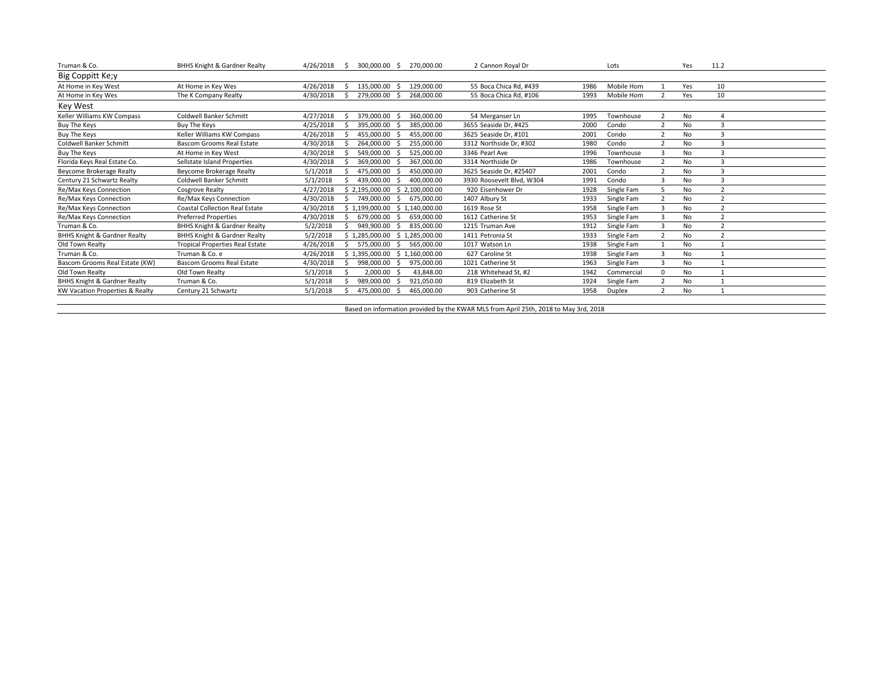| | | | | | | | | | | |
|---|---|---|---|---|---|---|---|---|---|---|
| Truman & Co. | BHHS Knight & Gardner Realty | 4/26/2018 | $ 300,000.00 | $ 270,000.00 | 2 Cannon Royal Dr | | Lots | | Yes | 11.2 |
| **Big Coppitt Ke;y** | | | | | | | | | | |
| At Home in Key West | At Home in Key Wes | 4/26/2018 | $ 135,000.00 | $ 129,000.00 | 55 Boca Chica Rd, #439 | 1986 | Mobile Hom | 1 | Yes | 10 |
| At Home in Key Wes | The K Company Realty | 4/30/2018 | $ 279,000.00 | $ 268,000.00 | 55 Boca Chica Rd, #106 | 1993 | Mobile Hom | 2 | Yes | 10 |
| **Key West** | | | | | | | | | | |
| Keller Williams KW Compass | Coldwell Banker Schmitt | 4/27/2018 | $ 379,000.00 | $ 360,000.00 | 54 Merganser Ln | 1995 | Townhouse | 2 | No | 4 |
| Buy The Keys | Buy The Keys | 4/25/2018 | $ 395,000.00 | $ 385,000.00 | 3655 Seaside Dr, #425 | 2000 | Condo | 2 | No | 3 |
| Buy The Keys | Keller Williams KW Compass | 4/26/2018 | $ 455,000.00 | $ 455,000.00 | 3625 Seaside Dr, #101 | 2001 | Condo | 2 | No | 3 |
| Coldwell Banker Schmitt | Bascom Grooms Real Estate | 4/30/2018 | $ 264,000.00 | $ 255,000.00 | 3312 Northside Dr, #302 | 1980 | Condo | 2 | No | 3 |
| Buy The Keys | At Home in Key West | 4/30/2018 | $ 549,000.00 | $ 525,000.00 | 3346 Pearl Ave | 1996 | Townhouse | 3 | No | 3 |
| Florida Keys Real Estate Co. | Sellstate Island Properties | 4/30/2018 | $ 369,000.00 | $ 367,000.00 | 3314 Northside Dr | 1986 | Townhouse | 2 | No | 3 |
| Beycome Brokerage Realty | Beycome Brokerage Realty | 5/1/2018 | $ 475,000.00 | $ 450,000.00 | 3625 Seaside Dr, #25407 | 2001 | Condo | 2 | No | 3 |
| Century 21 Schwartz Realty | Coldwell Banker Schmitt | 5/1/2018 | $ 439,000.00 | $ 400,000.00 | 3930 Roosevelt Blvd, W304 | 1991 | Condo | 3 | No | 3 |
| Re/Max Keys Connection | Cosgrove Realty | 4/27/2018 | $ 2,195,000.00 | $ 2,100,000.00 | 920 Eisenhower Dr | 1928 | Single Fam | 5 | No | 2 |
| Re/Max Keys Connection | Re/Max Keys Connection | 4/30/2018 | $ 749,000.00 | $ 675,000.00 | 1407 Albury St | 1933 | Single Fam | 2 | No | 2 |
| Re/Max Keys Connection | Coastal Collection Real Estate | 4/30/2018 | $ 1,199,000.00 | $ 1,140,000.00 | 1619 Rose St | 1958 | Single Fam | 3 | No | 2 |
| Re/Max Keys Connection | Preferred Properties | 4/30/2018 | $ 679,000.00 | $ 659,000.00 | 1612 Catherine St | 1953 | Single Fam | 3 | No | 2 |
| Truman & Co. | BHHS Knight & Gardner Realty | 5/2/2018 | $ 949,900.00 | $ 835,000.00 | 1215 Truman Ave | 1912 | Single Fam | 3 | No | 2 |
| BHHS Knight & Gardner Realty | BHHS Knight & Gardner Realty | 5/2/2018 | $ 1,285,000.00 | $ 1,285,000.00 | 1411 Petronia St | 1933 | Single Fam | 2 | No | 2 |
| Old Town Realty | Tropical Properties Real Estate | 4/26/2018 | $ 575,000.00 | $ 565,000.00 | 1017 Watson Ln | 1938 | Single Fam | 1 | No | 1 |
| Truman & Co. | Truman & Co. e | 4/26/2018 | $ 1,395,000.00 | $ 1,160,000.00 | 627 Caroline St | 1938 | Single Fam | 3 | No | 1 |
| Bascom Grooms Real Estate (KW) | Bascom Grooms Real Estate | 4/30/2018 | $ 998,000.00 | $ 975,000.00 | 1021 Catherine St | 1963 | Single Fam | 3 | No | 1 |
| Old Town Realty | Old Town Realty | 5/1/2018 | $ 2,000.00 | $ 43,848.00 | 218 Whitehead St, #2 | 1942 | Commercial | 0 | No | 1 |
| BHHS Knight & Gardner Realty | Truman & Co. | 5/1/2018 | $ 989,000.00 | $ 921,050.00 | 819 Elizabeth St | 1924 | Single Fam | 2 | No | 1 |
| KW Vacation Properties & Realty | Century 21 Schwartz | 5/1/2018 | $ 475,000.00 | $ 465,000.00 | 903 Catherine St | 1958 | Duplex | 2 | No | 1 |

Based on information provided by the KWAR MLS from April 25th, 2018 to May 3rd, 2018